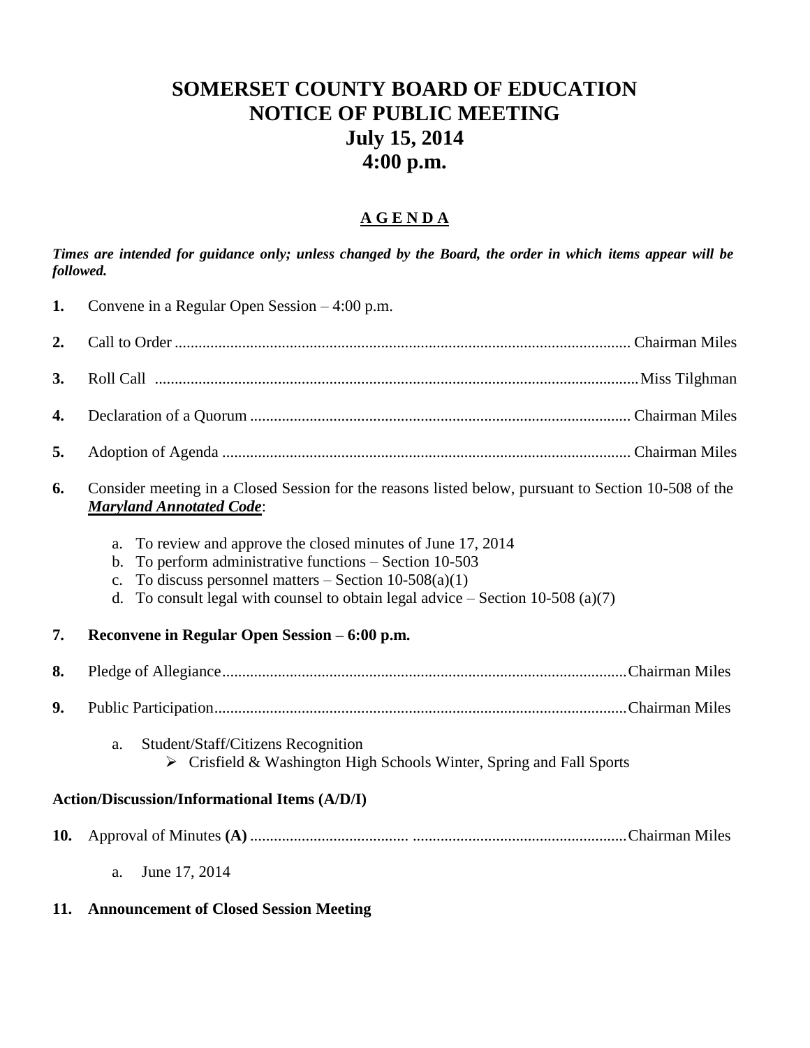# SOMERSET COUNTY BOARD OF EDUCATION
# NOTICE OF PUBLIC MEETING
# July 15, 2014
# 4:00 p.m.

## A G E N D A

***Times are intended for guidance only; unless changed by the Board, the order in which items appear will be followed.***

**1.** Convene in a Regular Open Session – 4:00 p.m.

**2.** Call to Order .................................................................................................................. Chairman Miles

**3.** Roll Call ........................................................................................................................ Miss Tilghman

**4.** Declaration of a Quorum ............................................................................................... Chairman Miles

**5.** Adoption of Agenda ...................................................................................................... Chairman Miles

**6.** Consider meeting in a Closed Session for the reasons listed below, pursuant to Section 10-508 of the ***Maryland Annotated Code***:

   a. To review and approve the closed minutes of June 17, 2014
   b. To perform administrative functions – Section 10-503
   c. To discuss personnel matters – Section 10-508(a)(1)
   d. To consult legal with counsel to obtain legal advice – Section 10-508 (a)(7)

**7. Reconvene in Regular Open Session – 6:00 p.m.**

**8.** Pledge of Allegiance..................................................................................................... Chairman Miles

**9.** Public Participation....................................................................................................... Chairman Miles

   a. Student/Staff/Citizens Recognition
      - Crisfield & Washington High Schools Winter, Spring and Fall Sports

**Action/Discussion/Informational Items (A/D/I)**

**10.** Approval of Minutes **(A)** ....................................... ..................................................... Chairman Miles

   a. June 17, 2014

**11. Announcement of Closed Session Meeting**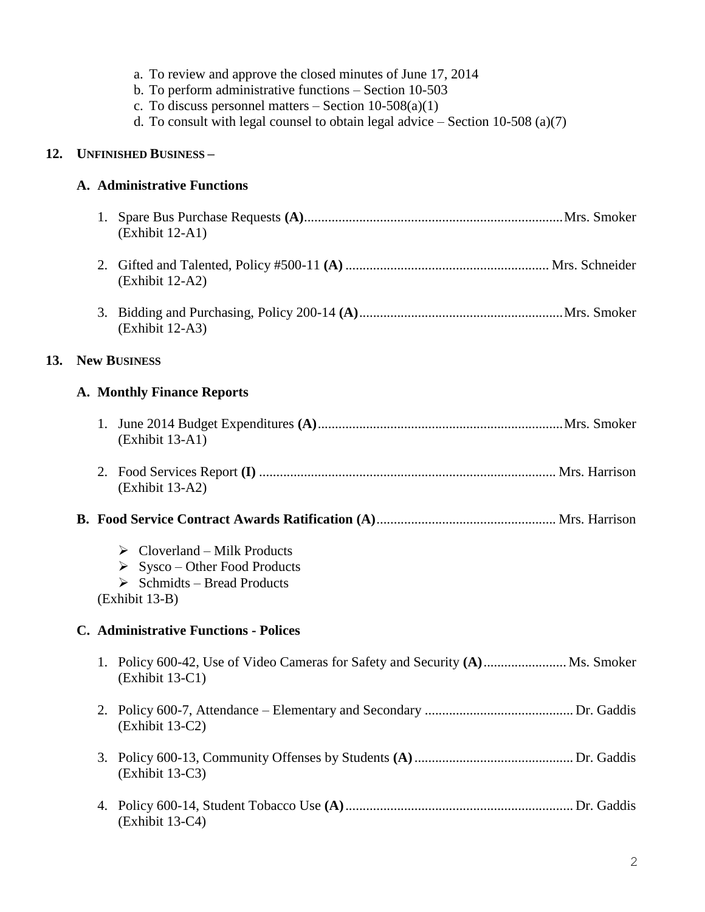a. To review and approve the closed minutes of June 17, 2014
b. To perform administrative functions – Section 10-503
c. To discuss personnel matters – Section 10-508(a)(1)
d. To consult with legal counsel to obtain legal advice – Section 10-508 (a)(7)

## 12. UNFINISHED BUSINESS –

### A. Administrative Functions

1. Spare Bus Purchase Requests **(A)**............................................................................Mrs. Smoker
   (Exhibit 12-A1)

2. Gifted and Talented, Policy #500-11 **(A)** ........................................................... Mrs. Schneider
   (Exhibit 12-A2)

3. Bidding and Purchasing, Policy 200-14 **(A)**...........................................................Mrs. Smoker
   (Exhibit 12-A3)

## 13. NEW BUSINESS

### A. Monthly Finance Reports

1. June 2014 Budget Expenditures **(A)**.......................................................................Mrs. Smoker
   (Exhibit 13-A1)

2. Food Services Report **(I)** ...................................................................................... Mrs. Harrison
   (Exhibit 13-A2)

### B. Food Service Contract Awards Ratification (A).................................................... Mrs. Harrison

- Cloverland – Milk Products
- Sysco – Other Food Products
- Schmidts – Bread Products

(Exhibit 13-B)

### C. Administrative Functions - Polices

1. Policy 600-42, Use of Video Cameras for Safety and Security **(A)**........................ Ms. Smoker
   (Exhibit 13-C1)

2. Policy 600-7, Attendance – Elementary and Secondary ........................................... Dr. Gaddis
   (Exhibit 13-C2)

3. Policy 600-13, Community Offenses by Students **(A)**.............................................. Dr. Gaddis
   (Exhibit 13-C3)

4. Policy 600-14, Student Tobacco Use **(A)**.................................................................. Dr. Gaddis
   (Exhibit 13-C4)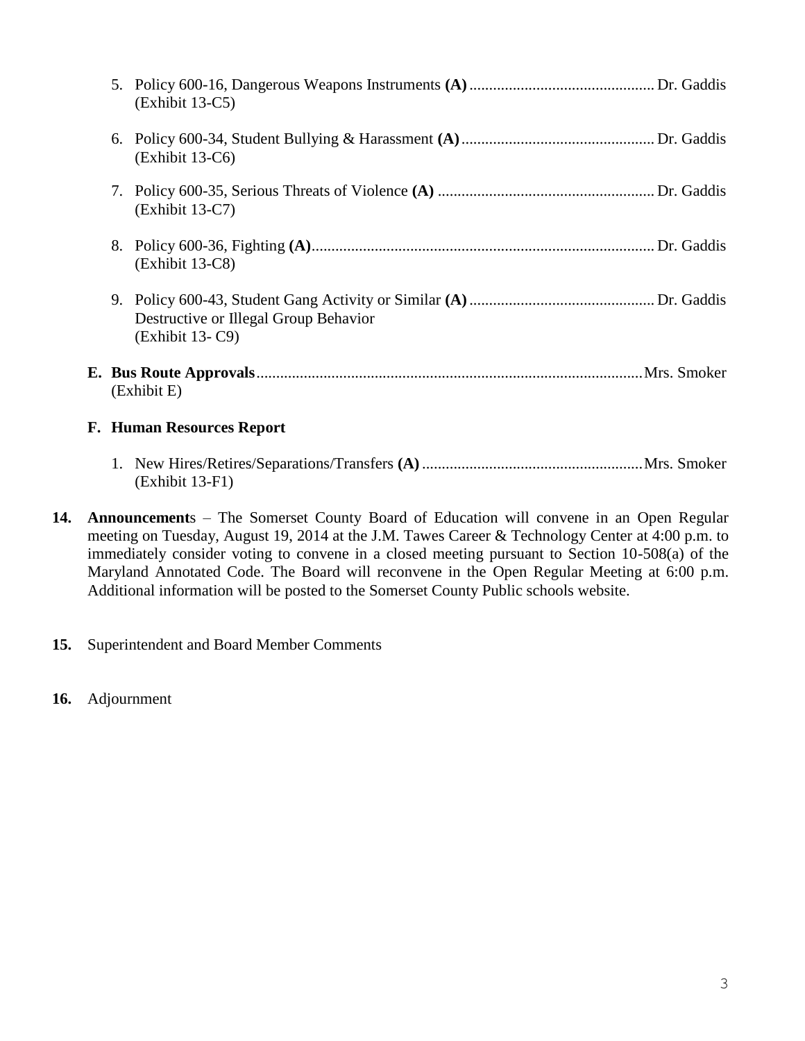5. Policy 600-16, Dangerous Weapons Instruments **(A)** .............................................. Dr. Gaddis
   (Exhibit 13-C5)

6. Policy 600-34, Student Bullying & Harassment **(A)** ................................................ Dr. Gaddis
   (Exhibit 13-C6)

7. Policy 600-35, Serious Threats of Violence **(A)** ....................................................... Dr. Gaddis
   (Exhibit 13-C7)

8. Policy 600-36, Fighting **(A)**...................................................................................... Dr. Gaddis
   (Exhibit 13-C8)

9. Policy 600-43, Student Gang Activity or Similar **(A)** .............................................. Dr. Gaddis
   Destructive or Illegal Group Behavior
   (Exhibit 13- C9)

**E. Bus Route Approvals**.................................................................................................Mrs. Smoker
(Exhibit E)

**F. Human Resources Report**

1. New Hires/Retires/Separations/Transfers **(A)** .......................................................Mrs. Smoker
   (Exhibit 13-F1)

**14.** **Announcement**s – The Somerset County Board of Education will convene in an Open Regular meeting on Tuesday, August 19, 2014 at the J.M. Tawes Career & Technology Center at 4:00 p.m. to immediately consider voting to convene in a closed meeting pursuant to Section 10-508(a) of the Maryland Annotated Code. The Board will reconvene in the Open Regular Meeting at 6:00 p.m. Additional information will be posted to the Somerset County Public schools website.

**15.** Superintendent and Board Member Comments

**16.** Adjournment